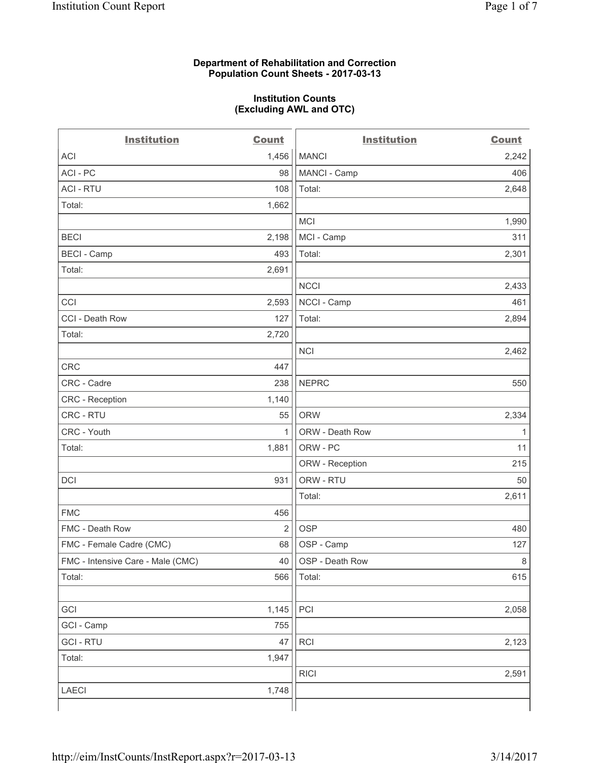**Department of Rehabilitation and Correction**
**Population Count Sheets - 2017-03-13**

**Institution Counts**
**(Excluding AWL and OTC)**

| Institution | Count | Institution | Count |
|---|---|---|---|
| ACI | 1,456 | MANCI | 2,242 |
| ACI - PC | 98 | MANCI - Camp | 406 |
| ACI - RTU | 108 | Total: | 2,648 |
| Total: | 1,662 | | |
| | | MCI | 1,990 |
| BECI | 2,198 | MCI - Camp | 311 |
| BECI - Camp | 493 | Total: | 2,301 |
| Total: | 2,691 | | |
| | | NCCI | 2,433 |
| CCI | 2,593 | NCCI - Camp | 461 |
| CCI - Death Row | 127 | Total: | 2,894 |
| Total: | 2,720 | | |
| | | NCI | 2,462 |
| CRC | 447 | | |
| CRC - Cadre | 238 | NEPRC | 550 |
| CRC - Reception | 1,140 | | |
| CRC - RTU | 55 | ORW | 2,334 |
| CRC - Youth | 1 | ORW - Death Row | 1 |
| Total: | 1,881 | ORW - PC | 11 |
| | | ORW - Reception | 215 |
| DCI | 931 | ORW - RTU | 50 |
| | | Total: | 2,611 |
| FMC | 456 | | |
| FMC - Death Row | 2 | OSP | 480 |
| FMC - Female Cadre (CMC) | 68 | OSP - Camp | 127 |
| FMC - Intensive Care - Male (CMC) | 40 | OSP - Death Row | 8 |
| Total: | 566 | Total: | 615 |
| | | | |
| GCI | 1,145 | PCI | 2,058 |
| GCI - Camp | 755 | | |
| GCI - RTU | 47 | RCI | 2,123 |
| Total: | 1,947 | | |
| | | RICI | 2,591 |
| LAECI | 1,748 | | |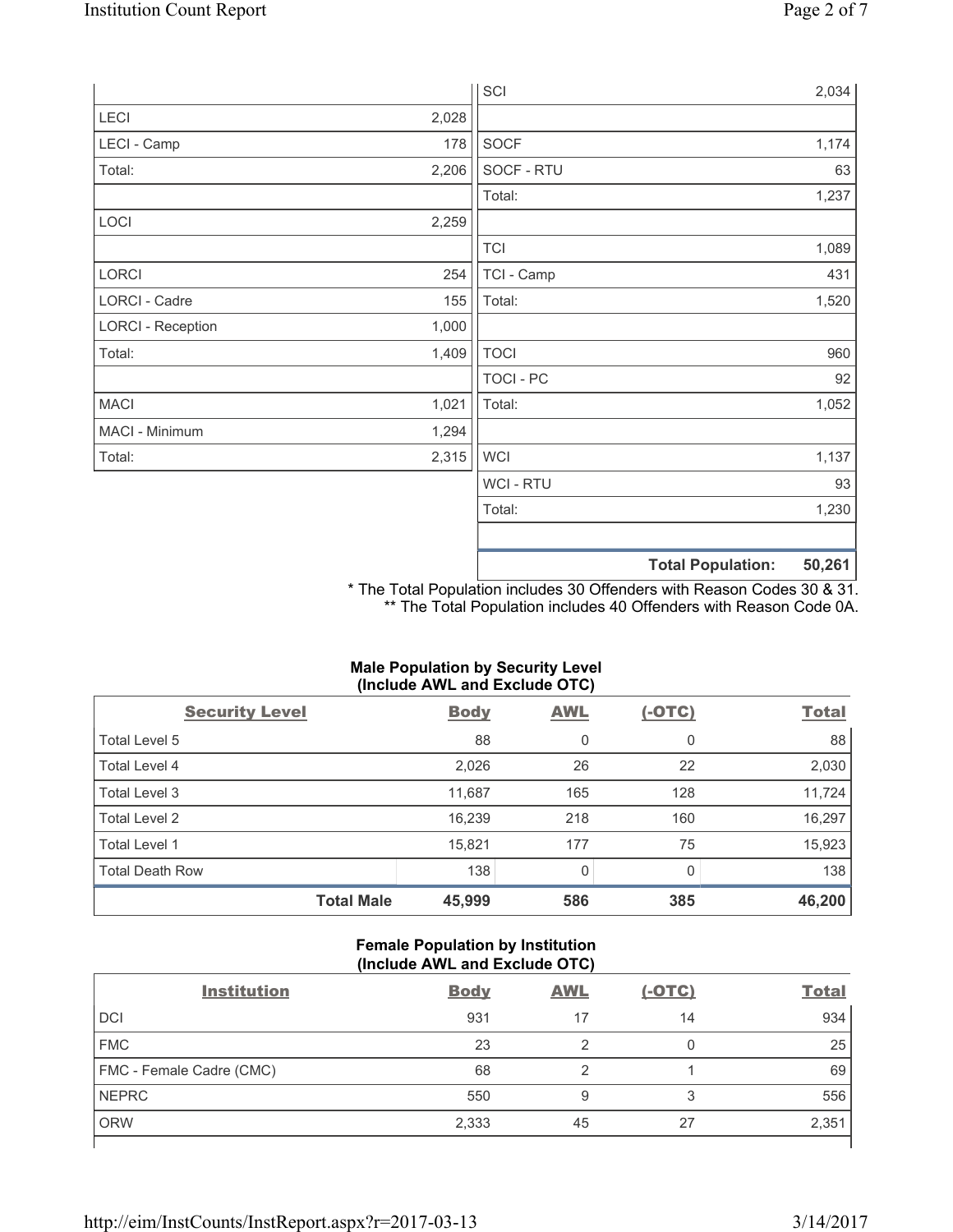| | | | |
|---|---|---|---|
| | | SCI | 2,034 |
| LECI | 2,028 | | |
| LECI - Camp | 178 | SOCF | 1,174 |
| Total: | 2,206 | SOCF - RTU | 63 |
| | | Total: | 1,237 |
| LOCI | 2,259 | | |
| | | TCI | 1,089 |
| LORCI | 254 | TCI - Camp | 431 |
| LORCI - Cadre | 155 | Total: | 1,520 |
| LORCI - Reception | 1,000 | | |
| Total: | 1,409 | TOCI | 960 |
| | | TOCI - PC | 92 |
| MACI | 1,021 | Total: | 1,052 |
| MACI - Minimum | 1,294 | | |
| Total: | 2,315 | WCI | 1,137 |
| | | WCI - RTU | 93 |
| | | Total: | 1,230 |
| | | | |
| | | **Total Population:** | **50,261** |

\* The Total Population includes 30 Offenders with Reason Codes 30 & 31.
\*\* The Total Population includes 40 Offenders with Reason Code 0A.

**Male Population by Security Level (Include AWL and Exclude OTC)**

| Security Level | Body | AWL | (-OTC) | Total |
|---|---|---|---|---|
| Total Level 5 | 88 | 0 | 0 | 88 |
| Total Level 4 | 2,026 | 26 | 22 | 2,030 |
| Total Level 3 | 11,687 | 165 | 128 | 11,724 |
| Total Level 2 | 16,239 | 218 | 160 | 16,297 |
| Total Level 1 | 15,821 | 177 | 75 | 15,923 |
| Total Death Row | 138 | 0 | 0 | 138 |
| **Total Male** | **45,999** | **586** | **385** | **46,200** |

**Female Population by Institution (Include AWL and Exclude OTC)**

| Institution | Body | AWL | (-OTC) | Total |
|---|---|---|---|---|
| DCI | 931 | 17 | 14 | 934 |
| FMC | 23 | 2 | 0 | 25 |
| FMC - Female Cadre (CMC) | 68 | 2 | 1 | 69 |
| NEPRC | 550 | 9 | 3 | 556 |
| ORW | 2,333 | 45 | 27 | 2,351 |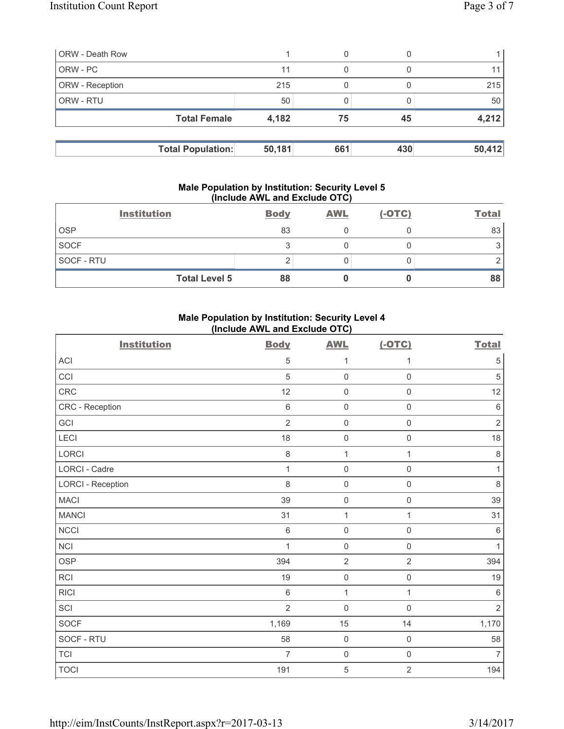| | | | | |
|---|---|---|---|---|
| ORW - Death Row | 1 | 0 | 0 | 1 |
| ORW - PC | 11 | 0 | 0 | 11 |
| ORW - Reception | 215 | 0 | 0 | 215 |
| ORW - RTU | 50 | 0 | 0 | 50 |
| **Total Female** | **4,182** | **75** | **45** | **4,212** |

| | | | | |
|---|---|---|---|---|
| **Total Population:** | **50,181** | **661** | **430** | **50,412** |

### Male Population by Institution: Security Level 5 (Include AWL and Exclude OTC)

| Institution | Body | AWL | (-OTC) | Total |
|---|---|---|---|---|
| OSP | 83 | 0 | 0 | 83 |
| SOCF | 3 | 0 | 0 | 3 |
| SOCF - RTU | 2 | 0 | 0 | 2 |
| **Total Level 5** | **88** | **0** | **0** | **88** |

### Male Population by Institution: Security Level 4 (Include AWL and Exclude OTC)

| Institution | Body | AWL | (-OTC) | Total |
|---|---|---|---|---|
| ACI | 5 | 1 | 1 | 5 |
| CCI | 5 | 0 | 0 | 5 |
| CRC | 12 | 0 | 0 | 12 |
| CRC - Reception | 6 | 0 | 0 | 6 |
| GCI | 2 | 0 | 0 | 2 |
| LECI | 18 | 0 | 0 | 18 |
| LORCI | 8 | 1 | 1 | 8 |
| LORCI - Cadre | 1 | 0 | 0 | 1 |
| LORCI - Reception | 8 | 0 | 0 | 8 |
| MACI | 39 | 0 | 0 | 39 |
| MANCI | 31 | 1 | 1 | 31 |
| NCCI | 6 | 0 | 0 | 6 |
| NCI | 1 | 0 | 0 | 1 |
| OSP | 394 | 2 | 2 | 394 |
| RCI | 19 | 0 | 0 | 19 |
| RICI | 6 | 1 | 1 | 6 |
| SCI | 2 | 0 | 0 | 2 |
| SOCF | 1,169 | 15 | 14 | 1,170 |
| SOCF - RTU | 58 | 0 | 0 | 58 |
| TCI | 7 | 0 | 0 | 7 |
| TOCI | 191 | 5 | 2 | 194 |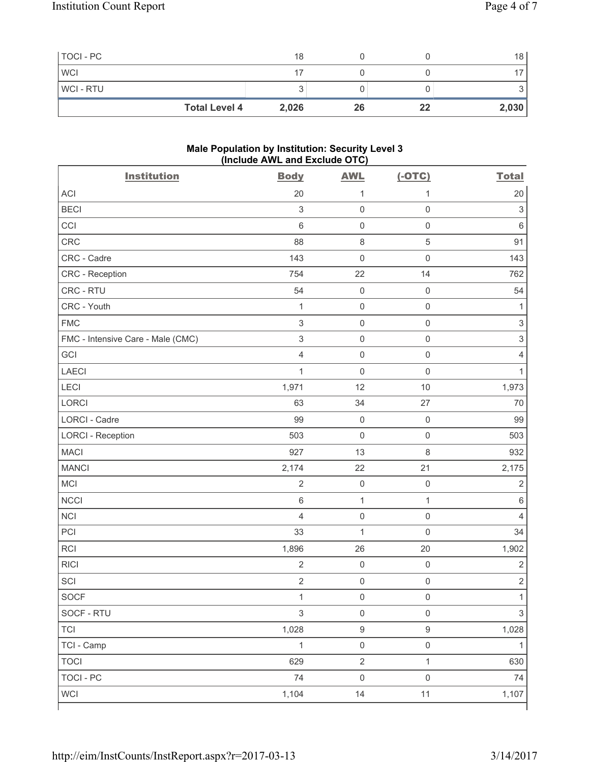| TOCI - PC | 18 | 0 | 0 | 18 |
|---|---|---|---|---|
| WCI | 17 | 0 | 0 | 17 |
| WCI - RTU | 3 | 0 | 0 | 3 |
| **Total Level 4** | **2,026** | **26** | **22** | **2,030** |

**Male Population by Institution: Security Level 3 (Include AWL and Exclude OTC)**

| Institution | Body | AWL | (-OTC) | Total |
|---|---|---|---|---|
| ACI | 20 | 1 | 1 | 20 |
| BECI | 3 | 0 | 0 | 3 |
| CCI | 6 | 0 | 0 | 6 |
| CRC | 88 | 8 | 5 | 91 |
| CRC - Cadre | 143 | 0 | 0 | 143 |
| CRC - Reception | 754 | 22 | 14 | 762 |
| CRC - RTU | 54 | 0 | 0 | 54 |
| CRC - Youth | 1 | 0 | 0 | 1 |
| FMC | 3 | 0 | 0 | 3 |
| FMC - Intensive Care - Male (CMC) | 3 | 0 | 0 | 3 |
| GCI | 4 | 0 | 0 | 4 |
| LAECI | 1 | 0 | 0 | 1 |
| LECI | 1,971 | 12 | 10 | 1,973 |
| LORCI | 63 | 34 | 27 | 70 |
| LORCI - Cadre | 99 | 0 | 0 | 99 |
| LORCI - Reception | 503 | 0 | 0 | 503 |
| MACI | 927 | 13 | 8 | 932 |
| MANCI | 2,174 | 22 | 21 | 2,175 |
| MCI | 2 | 0 | 0 | 2 |
| NCCI | 6 | 1 | 1 | 6 |
| NCI | 4 | 0 | 0 | 4 |
| PCI | 33 | 1 | 0 | 34 |
| RCI | 1,896 | 26 | 20 | 1,902 |
| RICI | 2 | 0 | 0 | 2 |
| SCI | 2 | 0 | 0 | 2 |
| SOCF | 1 | 0 | 0 | 1 |
| SOCF - RTU | 3 | 0 | 0 | 3 |
| TCI | 1,028 | 9 | 9 | 1,028 |
| TCI - Camp | 1 | 0 | 0 | 1 |
| TOCI | 629 | 2 | 1 | 630 |
| TOCI - PC | 74 | 0 | 0 | 74 |
| WCI | 1,104 | 14 | 11 | 1,107 |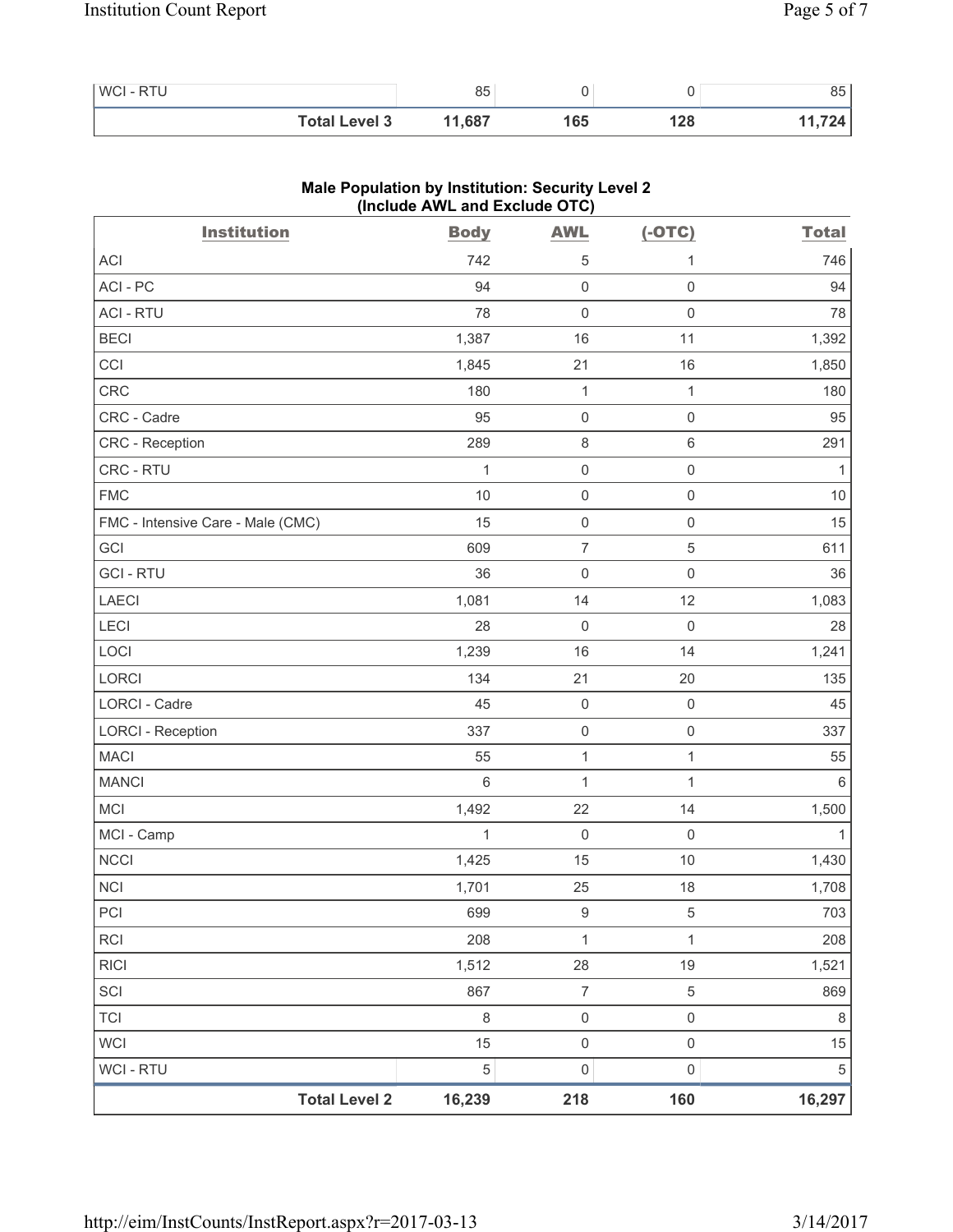| WCI - RTU | 85 | 0 | 0 | 85 |
|---|---|---|---|---|
| **Total Level 3** | **11,687** | **165** | **128** | **11,724** |

**Male Population by Institution: Security Level 2 (Include AWL and Exclude OTC)**

| Institution | Body | AWL | (-OTC) | Total |
|---|---|---|---|---|
| ACI | 742 | 5 | 1 | 746 |
| ACI - PC | 94 | 0 | 0 | 94 |
| ACI - RTU | 78 | 0 | 0 | 78 |
| BECI | 1,387 | 16 | 11 | 1,392 |
| CCI | 1,845 | 21 | 16 | 1,850 |
| CRC | 180 | 1 | 1 | 180 |
| CRC - Cadre | 95 | 0 | 0 | 95 |
| CRC - Reception | 289 | 8 | 6 | 291 |
| CRC - RTU | 1 | 0 | 0 | 1 |
| FMC | 10 | 0 | 0 | 10 |
| FMC - Intensive Care - Male (CMC) | 15 | 0 | 0 | 15 |
| GCI | 609 | 7 | 5 | 611 |
| GCI - RTU | 36 | 0 | 0 | 36 |
| LAECI | 1,081 | 14 | 12 | 1,083 |
| LECI | 28 | 0 | 0 | 28 |
| LOCI | 1,239 | 16 | 14 | 1,241 |
| LORCI | 134 | 21 | 20 | 135 |
| LORCI - Cadre | 45 | 0 | 0 | 45 |
| LORCI - Reception | 337 | 0 | 0 | 337 |
| MACI | 55 | 1 | 1 | 55 |
| MANCI | 6 | 1 | 1 | 6 |
| MCI | 1,492 | 22 | 14 | 1,500 |
| MCI - Camp | 1 | 0 | 0 | 1 |
| NCCI | 1,425 | 15 | 10 | 1,430 |
| NCI | 1,701 | 25 | 18 | 1,708 |
| PCI | 699 | 9 | 5 | 703 |
| RCI | 208 | 1 | 1 | 208 |
| RICI | 1,512 | 28 | 19 | 1,521 |
| SCI | 867 | 7 | 5 | 869 |
| TCI | 8 | 0 | 0 | 8 |
| WCI | 15 | 0 | 0 | 15 |
| WCI - RTU | 5 | 0 | 0 | 5 |
| **Total Level 2** | **16,239** | **218** | **160** | **16,297** |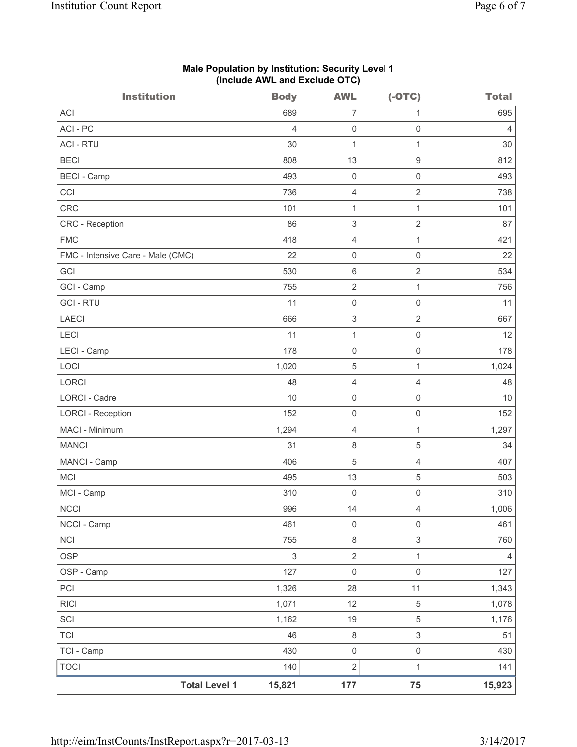## Male Population by Institution: Security Level 1 (Include AWL and Exclude OTC)

| Institution | Body | AWL | (-OTC) | Total |
|---|---|---|---|---|
| ACI | 689 | 7 | 1 | 695 |
| ACI - PC | 4 | 0 | 0 | 4 |
| ACI - RTU | 30 | 1 | 1 | 30 |
| BECI | 808 | 13 | 9 | 812 |
| BECI - Camp | 493 | 0 | 0 | 493 |
| CCI | 736 | 4 | 2 | 738 |
| CRC | 101 | 1 | 1 | 101 |
| CRC - Reception | 86 | 3 | 2 | 87 |
| FMC | 418 | 4 | 1 | 421 |
| FMC - Intensive Care - Male (CMC) | 22 | 0 | 0 | 22 |
| GCI | 530 | 6 | 2 | 534 |
| GCI - Camp | 755 | 2 | 1 | 756 |
| GCI - RTU | 11 | 0 | 0 | 11 |
| LAECI | 666 | 3 | 2 | 667 |
| LECI | 11 | 1 | 0 | 12 |
| LECI - Camp | 178 | 0 | 0 | 178 |
| LOCI | 1,020 | 5 | 1 | 1,024 |
| LORCI | 48 | 4 | 4 | 48 |
| LORCI - Cadre | 10 | 0 | 0 | 10 |
| LORCI - Reception | 152 | 0 | 0 | 152 |
| MACI - Minimum | 1,294 | 4 | 1 | 1,297 |
| MANCI | 31 | 8 | 5 | 34 |
| MANCI - Camp | 406 | 5 | 4 | 407 |
| MCI | 495 | 13 | 5 | 503 |
| MCI - Camp | 310 | 0 | 0 | 310 |
| NCCI | 996 | 14 | 4 | 1,006 |
| NCCI - Camp | 461 | 0 | 0 | 461 |
| NCI | 755 | 8 | 3 | 760 |
| OSP | 3 | 2 | 1 | 4 |
| OSP - Camp | 127 | 0 | 0 | 127 |
| PCI | 1,326 | 28 | 11 | 1,343 |
| RICI | 1,071 | 12 | 5 | 1,078 |
| SCI | 1,162 | 19 | 5 | 1,176 |
| TCI | 46 | 8 | 3 | 51 |
| TCI - Camp | 430 | 0 | 0 | 430 |
| TOCI | 140 | 2 | 1 | 141 |
| **Total Level 1** | **15,821** | **177** | **75** | **15,923** |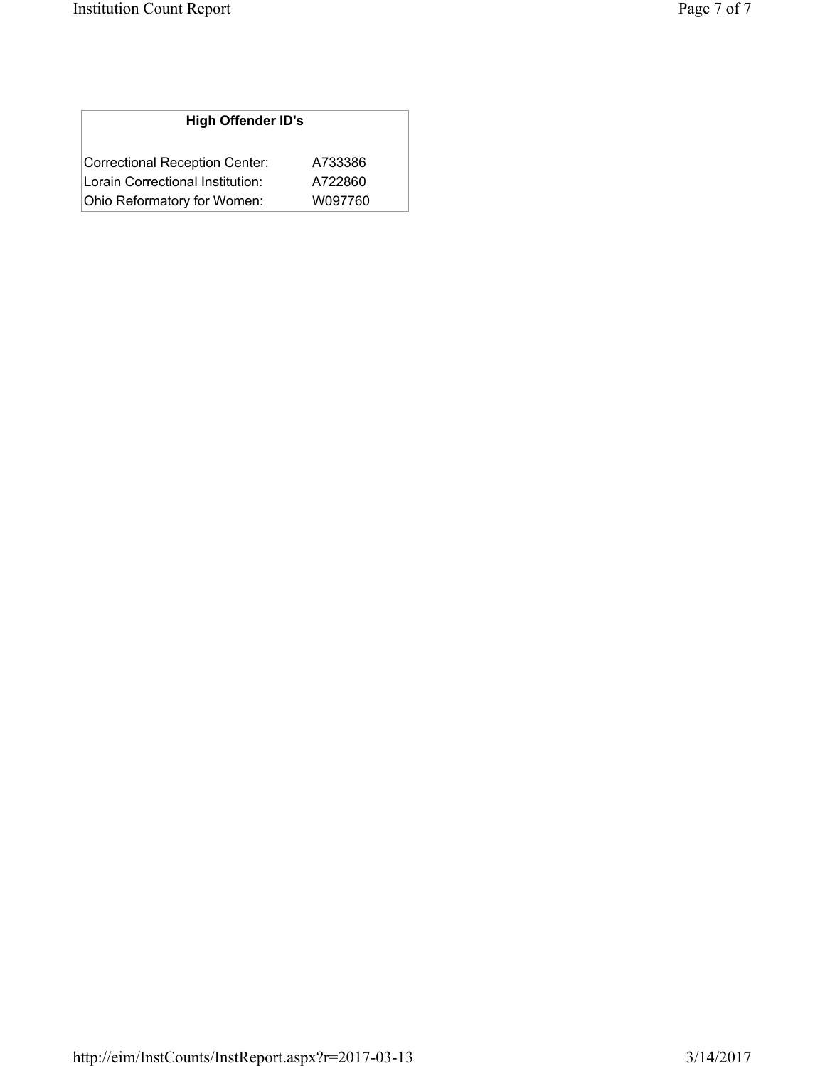| High Offender ID's | |
|---|---|
| Correctional Reception Center: | A733386 |
| Lorain Correctional Institution: | A722860 |
| Ohio Reformatory for Women: | W097760 |